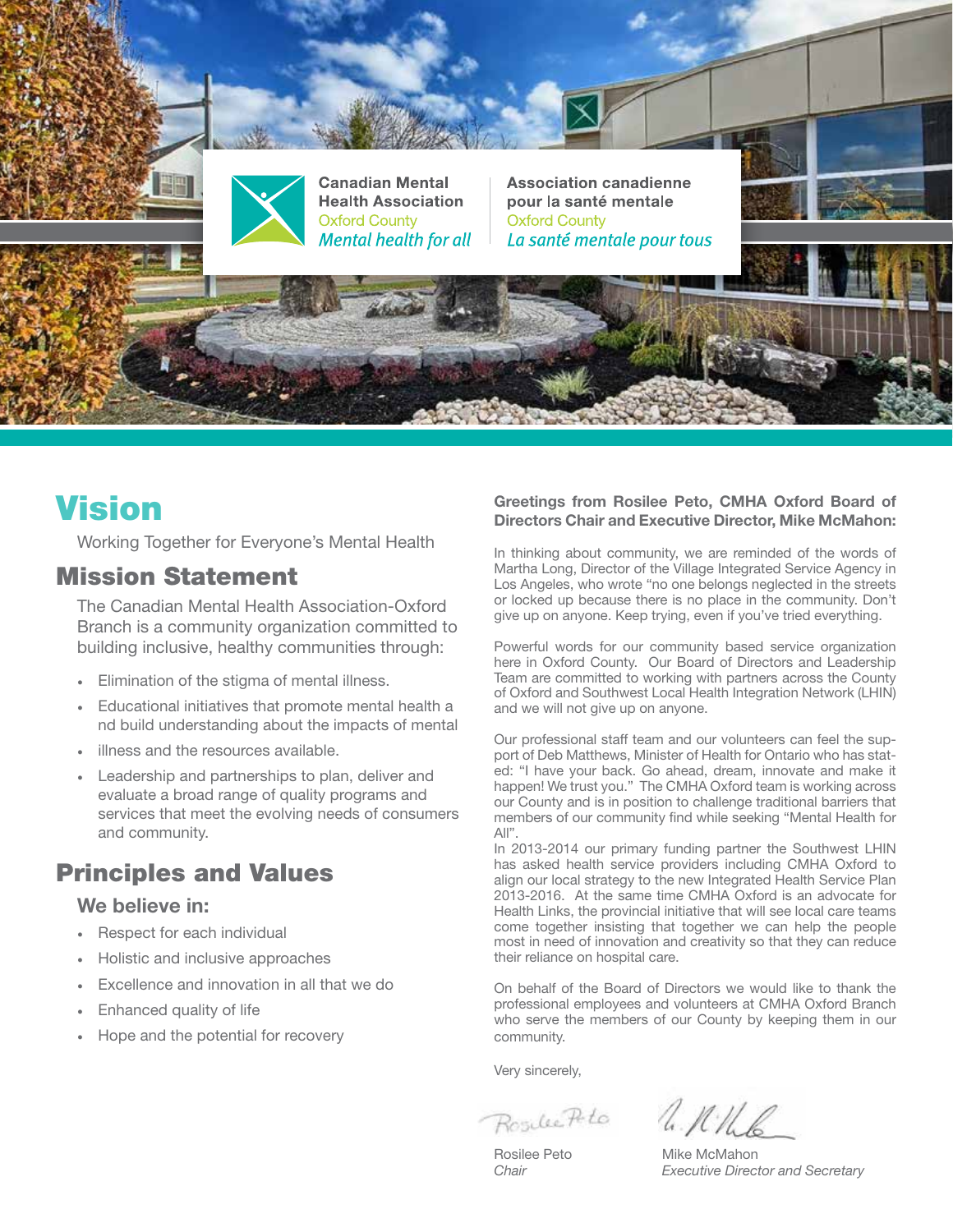Canadian Mental Health Association
Oxford County
*Mental health for all*

Association canadienne pour la santé mentale
Oxford County
*La santé mentale pour tous*

# Vision

Working Together for Everyone's Mental Health

## Mission Statement

The Canadian Mental Health Association-Oxford Branch is a community organization committed to building inclusive, healthy communities through:

- Elimination of the stigma of mental illness.
- Educational initiatives that promote mental health a nd build understanding about the impacts of mental
- illness and the resources available.
- Leadership and partnerships to plan, deliver and evaluate a broad range of quality programs and services that meet the evolving needs of consumers and community.

## Principles and Values

### We believe in:

- Respect for each individual
- Holistic and inclusive approaches
- Excellence and innovation in all that we do
- Enhanced quality of life
- Hope and the potential for recovery

**Greetings from Rosilee Peto, CMHA Oxford Board of Directors Chair and Executive Director, Mike McMahon:**

In thinking about community, we are reminded of the words of Martha Long, Director of the Village Integrated Service Agency in Los Angeles, who wrote "no one belongs neglected in the streets or locked up because there is no place in the community. Don't give up on anyone. Keep trying, even if you've tried everything.

Powerful words for our community based service organization here in Oxford County. Our Board of Directors and Leadership Team are committed to working with partners across the County of Oxford and Southwest Local Health Integration Network (LHIN) and we will not give up on anyone.

Our professional staff team and our volunteers can feel the support of Deb Matthews, Minister of Health for Ontario who has stated: "I have your back. Go ahead, dream, innovate and make it happen! We trust you." The CMHA Oxford team is working across our County and is in position to challenge traditional barriers that members of our community find while seeking "Mental Health for All".
In 2013-2014 our primary funding partner the Southwest LHIN has asked health service providers including CMHA Oxford to align our local strategy to the new Integrated Health Service Plan 2013-2016. At the same time CMHA Oxford is an advocate for Health Links, the provincial initiative that will see local care teams come together insisting that together we can help the people most in need of innovation and creativity so that they can reduce their reliance on hospital care.

On behalf of the Board of Directors we would like to thank the professional employees and volunteers at CMHA Oxford Branch who serve the members of our County by keeping them in our community.

Very sincerely,

Rosilee Peto
*Chair*

Mike McMahon
*Executive Director and Secretary*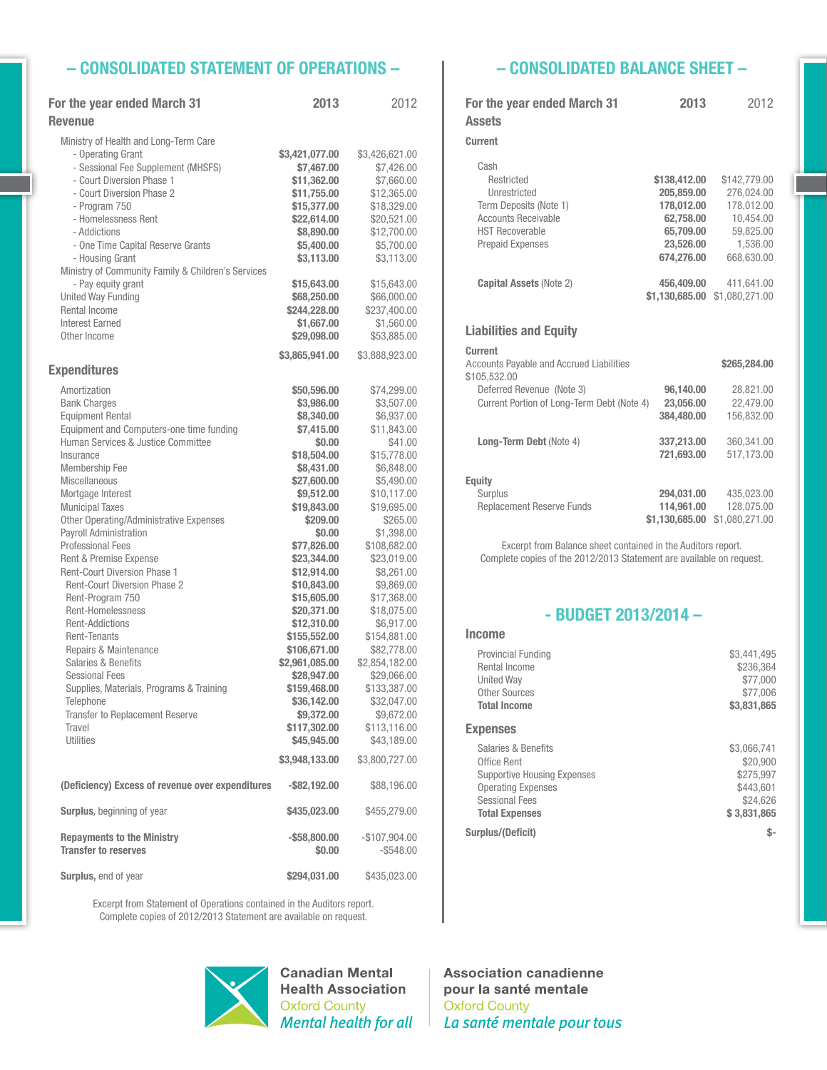## – CONSOLIDATED STATEMENT OF OPERATIONS –

| For the year ended March 31 | 2013 | 2012 |
|---|---|---|
| **Revenue** | | |
| Ministry of Health and Long-Term Care | | |
| - Operating Grant | **$3,421,077.00** | $3,426,621.00 |
| - Sessional Fee Supplement (MHSFS) | **$7,467.00** | $7,426.00 |
| - Court Diversion Phase 1 | **$11,362.00** | $7,660.00 |
| - Court Diversion Phase 2 | **$11,755.00** | $12,365.00 |
| - Program 750 | **$15,377.00** | $18,329.00 |
| - Homelessness Rent | **$22,614.00** | $20,521.00 |
| - Addictions | **$8,890.00** | $12,700.00 |
| - One Time Capital Reserve Grants | **$5,400.00** | $5,700.00 |
| - Housing Grant | **$3,113.00** | $3,113.00 |
| Ministry of Community Family & Children's Services | | |
| - Pay equity grant | **$15,643.00** | $15,643.00 |
| United Way Funding | **$68,250.00** | $66,000.00 |
| Rental Income | **$244,228.00** | $237,400.00 |
| Interest Earned | **$1,667.00** | $1,560.00 |
| Other Income | **$29,098.00** | $53,885.00 |
| | **$3,865,941.00** | $3,888,923.00 |
| **Expenditures** | | |
| Amortization | **$50,596.00** | $74,299.00 |
| Bank Charges | **$3,986.00** | $3,507.00 |
| Equipment Rental | **$8,340.00** | $6,937.00 |
| Equipment and Computers-one time funding | **$7,415.00** | $11,843.00 |
| Human Services & Justice Committee | **$0.00** | $41.00 |
| Insurance | **$18,504.00** | $15,778.00 |
| Membership Fee | **$8,431.00** | $6,848.00 |
| Miscellaneous | **$27,600.00** | $5,490.00 |
| Mortgage Interest | **$9,512.00** | $10,117.00 |
| Municipal Taxes | **$19,843.00** | $19,695.00 |
| Other Operating/Administrative Expenses | **$209.00** | $265.00 |
| Payroll Administration | **$0.00** | $1,398.00 |
| Professional Fees | **$77,826.00** | $108,682.00 |
| Rent & Premise Expense | **$23,344.00** | $23,019.00 |
| Rent-Court Diversion Phase 1 | **$12,914.00** | $8,261.00 |
| Rent-Court Diversion Phase 2 | **$10,843.00** | $9,869.00 |
| Rent-Program 750 | **$15,605.00** | $17,368.00 |
| Rent-Homelessness | **$20,371.00** | $18,075.00 |
| Rent-Addictions | **$12,310.00** | $6,917.00 |
| Rent-Tenants | **$155,552.00** | $154,881.00 |
| Repairs & Maintenance | **$106,671.00** | $82,778.00 |
| Salaries & Benefits | **$2,961,085.00** | $2,854,182.00 |
| Sessional Fees | **$28,947.00** | $29,066.00 |
| Supplies, Materials, Programs & Training | **$159,468.00** | $133,387.00 |
| Telephone | **$36,142.00** | $32,047.00 |
| Transfer to Replacement Reserve | **$9,372.00** | $9,672.00 |
| Travel | **$117,302.00** | $113,116.00 |
| Utilities | **$45,945.00** | $43,189.00 |
| | **$3,948,133.00** | $3,800,727.00 |
| **(Deficiency) Excess of revenue over expenditures** | **-$82,192.00** | $88,196.00 |
| **Surplus**, beginning of year | **$435,023.00** | $455,279.00 |
| **Repayments to the Ministry** | **-$58,800.00** | -$107,904.00 |
| **Transfer to reserves** | **$0.00** | -$548.00 |
| **Surplus**, end of year | **$294,031.00** | $435,023.00 |

Excerpt from Statement of Operations contained in the Auditors report. Complete copies of 2012/2013 Statement are available on request.

## – CONSOLIDATED BALANCE SHEET –

| For the year ended March 31 | 2013 | 2012 |
|---|---|---|
| **Assets** | | |
| **Current** | | |
| Cash | | |
| Restricted | **$138,412.00** | $142,779.00 |
| Unrestricted | **205,859.00** | 276,024.00 |
| Term Deposits (Note 1) | **178,012.00** | 178,012.00 |
| Accounts Receivable | **62,758.00** | 10,454.00 |
| HST Recoverable | **65,709.00** | 59,825.00 |
| Prepaid Expenses | **23,526.00** | 1,536.00 |
| | **674,276.00** | 668,630.00 |
| **Capital Assets** (Note 2) | **456,409.00** | 411,641.00 |
| | **$1,130,685.00** | $1,080,271.00 |
| **Liabilities and Equity** | | |
| **Current** | | |
| Accounts Payable and Accrued Liabilities | **$265,284.00** | $105,532.00 |
| Deferred Revenue (Note 3) | **96,140.00** | 28,821.00 |
| Current Portion of Long-Term Debt (Note 4) | **23,056.00** | 22,479.00 |
| | **384,480.00** | 156,832.00 |
| **Long-Term Debt** (Note 4) | **337,213.00** | 360,341.00 |
| | **721,693.00** | 517,173.00 |
| **Equity** | | |
| Surplus | **294,031.00** | 435,023.00 |
| Replacement Reserve Funds | **114,961.00** | 128,075.00 |
| | **$1,130,685.00** | $1,080,271.00 |

Excerpt from Balance sheet contained in the Auditors report. Complete copies of the 2012/2013 Statement are available on request.

## - BUDGET 2013/2014 –

| | |
|---|---|
| **Income** | |
| Provincial Funding | $3,441,495 |
| Rental Income | $236,364 |
| United Way | $77,000 |
| Other Sources | $77,006 |
| **Total Income** | **$3,831,865** |
| **Expenses** | |
| Salaries & Benefits | $3,066,741 |
| Office Rent | $20,900 |
| Supportive Housing Expenses | $275,997 |
| Operating Expenses | $443,601 |
| Sessional Fees | $24,626 |
| **Total Expenses** | **$ 3,831,865** |
| **Surplus/(Deficit)** | **$-** |

**Canadian Mental Health Association**
Oxford County
*Mental health for all*

**Association canadienne pour la santé mentale**
Oxford County
*La santé mentale pour tous*